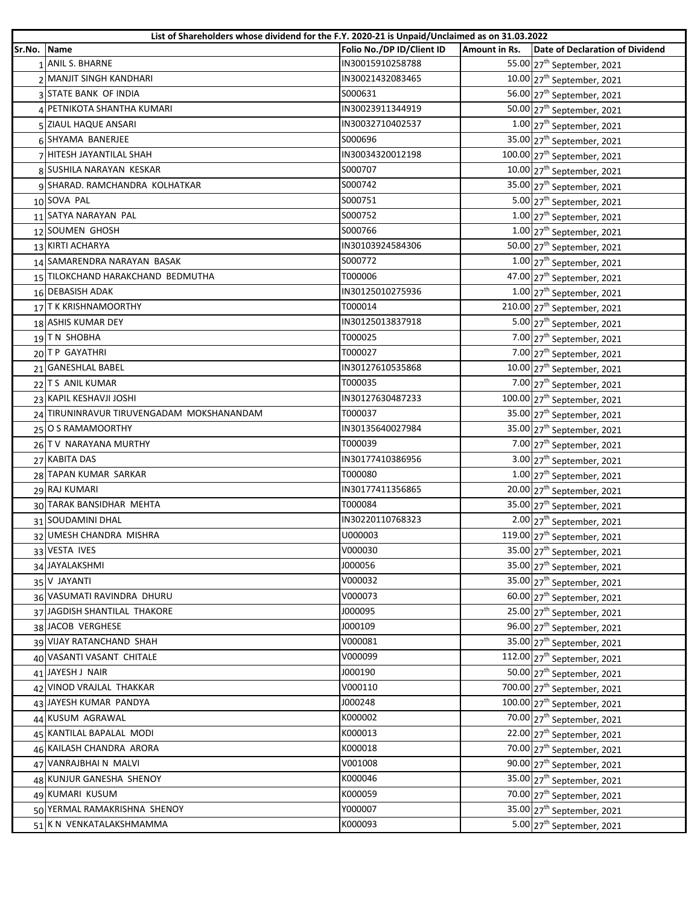| List of Shareholders whose dividend for the F.Y. 2020-21 is Unpaid/Unclaimed as on 31.03.2022 | | | | |
|---|---|---|---|---|
| Sr.No. | Name | Folio No./DP ID/Client ID | Amount in Rs. | Date of Declaration of Dividend |
| 1 | ANIL S. BHARNE | IN30015910258788 | 55.00 | 27th September, 2021 |
| 2 | MANJIT SINGH KANDHARI | IN30021432083465 | 10.00 | 27th September, 2021 |
| 3 | STATE BANK OF INDIA | S000631 | 56.00 | 27th September, 2021 |
| 4 | PETNIKOTA SHANTHA KUMARI | IN30023911344919 | 50.00 | 27th September, 2021 |
| 5 | ZIAUL HAQUE ANSARI | IN30032710402537 | 1.00 | 27th September, 2021 |
| 6 | SHYAMA BANERJEE | S000696 | 35.00 | 27th September, 2021 |
| 7 | HITESH JAYANTILAL SHAH | IN30034320012198 | 100.00 | 27th September, 2021 |
| 8 | SUSHILA NARAYAN KESKAR | S000707 | 10.00 | 27th September, 2021 |
| 9 | SHARAD. RAMCHANDRA KOLHATKAR | S000742 | 35.00 | 27th September, 2021 |
| 10 | SOVA PAL | S000751 | 5.00 | 27th September, 2021 |
| 11 | SATYA NARAYAN PAL | S000752 | 1.00 | 27th September, 2021 |
| 12 | SOUMEN GHOSH | S000766 | 1.00 | 27th September, 2021 |
| 13 | KIRTI ACHARYA | IN30103924584306 | 50.00 | 27th September, 2021 |
| 14 | SAMARENDRA NARAYAN BASAK | S000772 | 1.00 | 27th September, 2021 |
| 15 | TILOKCHAND HARAKCHAND BEDMUTHA | T000006 | 47.00 | 27th September, 2021 |
| 16 | DEBASISH ADAK | IN30125010275936 | 1.00 | 27th September, 2021 |
| 17 | T K KRISHNAMOORTHY | T000014 | 210.00 | 27th September, 2021 |
| 18 | ASHIS KUMAR DEY | IN30125013837918 | 5.00 | 27th September, 2021 |
| 19 | T N SHOBHA | T000025 | 7.00 | 27th September, 2021 |
| 20 | T P GAYATHRI | T000027 | 7.00 | 27th September, 2021 |
| 21 | GANESHLAL BABEL | IN30127610535868 | 10.00 | 27th September, 2021 |
| 22 | T S ANIL KUMAR | T000035 | 7.00 | 27th September, 2021 |
| 23 | KAPIL KESHAVJI JOSHI | IN30127630487233 | 100.00 | 27th September, 2021 |
| 24 | TIRUNINRAVUR TIRUVENGADAM MOKSHANANDAM | T000037 | 35.00 | 27th September, 2021 |
| 25 | O S RAMAMOORTHY | IN30135640027984 | 35.00 | 27th September, 2021 |
| 26 | T V NARAYANA MURTHY | T000039 | 7.00 | 27th September, 2021 |
| 27 | KABITA DAS | IN30177410386956 | 3.00 | 27th September, 2021 |
| 28 | TAPAN KUMAR SARKAR | T000080 | 1.00 | 27th September, 2021 |
| 29 | RAJ KUMARI | IN30177411356865 | 20.00 | 27th September, 2021 |
| 30 | TARAK BANSIDHAR MEHTA | T000084 | 35.00 | 27th September, 2021 |
| 31 | SOUDAMINI DHAL | IN30220110768323 | 2.00 | 27th September, 2021 |
| 32 | UMESH CHANDRA MISHRA | U000003 | 119.00 | 27th September, 2021 |
| 33 | VESTA IVES | V000030 | 35.00 | 27th September, 2021 |
| 34 | JAYALAKSHMI | J000056 | 35.00 | 27th September, 2021 |
| 35 | V JAYANTI | V000032 | 35.00 | 27th September, 2021 |
| 36 | VASUMATI RAVINDRA DHURU | V000073 | 60.00 | 27th September, 2021 |
| 37 | JAGDISH SHANTILAL THAKORE | J000095 | 25.00 | 27th September, 2021 |
| 38 | JACOB VERGHESE | J000109 | 96.00 | 27th September, 2021 |
| 39 | VIJAY RATANCHAND SHAH | V000081 | 35.00 | 27th September, 2021 |
| 40 | VASANTI VASANT CHITALE | V000099 | 112.00 | 27th September, 2021 |
| 41 | JAYESH J NAIR | J000190 | 50.00 | 27th September, 2021 |
| 42 | VINOD VRAJLAL THAKKAR | V000110 | 700.00 | 27th September, 2021 |
| 43 | JAYESH KUMAR PANDYA | J000248 | 100.00 | 27th September, 2021 |
| 44 | KUSUM AGRAWAL | K000002 | 70.00 | 27th September, 2021 |
| 45 | KANTILAL BAPALAL MODI | K000013 | 22.00 | 27th September, 2021 |
| 46 | KAILASH CHANDRA ARORA | K000018 | 70.00 | 27th September, 2021 |
| 47 | VANRAJBHAI N MALVI | V001008 | 90.00 | 27th September, 2021 |
| 48 | KUNJUR GANESHA SHENOY | K000046 | 35.00 | 27th September, 2021 |
| 49 | KUMARI KUSUM | K000059 | 70.00 | 27th September, 2021 |
| 50 | YERMAL RAMAKRISHNA SHENOY | Y000007 | 35.00 | 27th September, 2021 |
| 51 | K N VENKATALAKSHMAMMA | K000093 | 5.00 | 27th September, 2021 |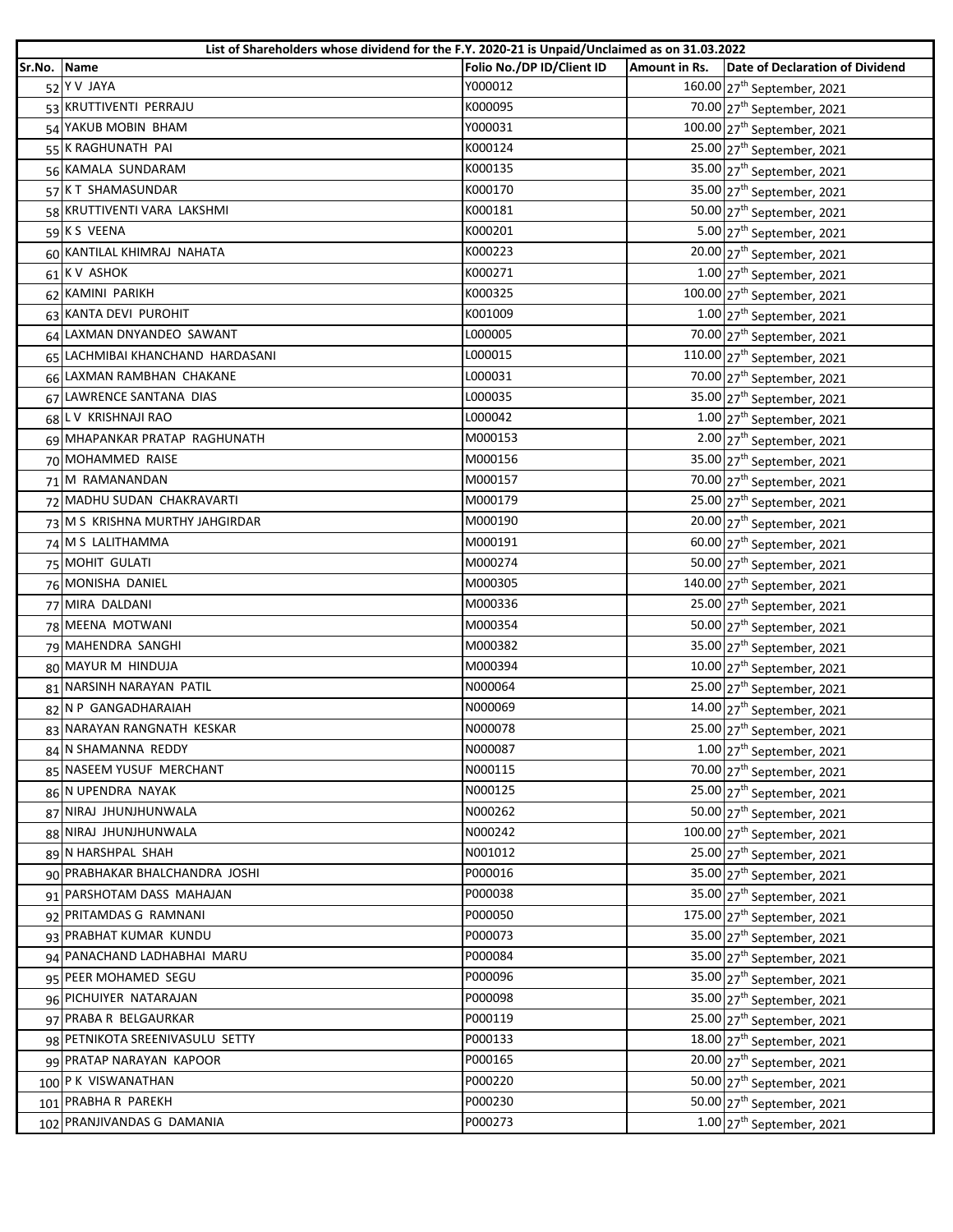| List of Shareholders whose dividend for the F.Y. 2020-21 is Unpaid/Unclaimed as on 31.03.2022 | | | | |
|---|---|---|---|---|
| Sr.No. | Name | Folio No./DP ID/Client ID | Amount in Rs. | Date of Declaration of Dividend |
| 52 | Y V JAYA | Y000012 | 160.00 | 27th September, 2021 |
| 53 | KRUTTIVENTI PERRAJU | K000095 | 70.00 | 27th September, 2021 |
| 54 | YAKUB MOBIN BHAM | Y000031 | 100.00 | 27th September, 2021 |
| 55 | K RAGHUNATH PAI | K000124 | 25.00 | 27th September, 2021 |
| 56 | KAMALA SUNDARAM | K000135 | 35.00 | 27th September, 2021 |
| 57 | K T SHAMASUNDAR | K000170 | 35.00 | 27th September, 2021 |
| 58 | KRUTTIVENTI VARA LAKSHMI | K000181 | 50.00 | 27th September, 2021 |
| 59 | K S VEENA | K000201 | 5.00 | 27th September, 2021 |
| 60 | KANTILAL KHIMRAJ NAHATA | K000223 | 20.00 | 27th September, 2021 |
| 61 | K V ASHOK | K000271 | 1.00 | 27th September, 2021 |
| 62 | KAMINI PARIKH | K000325 | 100.00 | 27th September, 2021 |
| 63 | KANTA DEVI PUROHIT | K001009 | 1.00 | 27th September, 2021 |
| 64 | LAXMAN DNYANDEO SAWANT | L000005 | 70.00 | 27th September, 2021 |
| 65 | LACHMIBAI KHANCHAND HARDASANI | L000015 | 110.00 | 27th September, 2021 |
| 66 | LAXMAN RAMBHAN CHAKANE | L000031 | 70.00 | 27th September, 2021 |
| 67 | LAWRENCE SANTANA DIAS | L000035 | 35.00 | 27th September, 2021 |
| 68 | L V KRISHNAJI RAO | L000042 | 1.00 | 27th September, 2021 |
| 69 | MHAPANKAR PRATAP RAGHUNATH | M000153 | 2.00 | 27th September, 2021 |
| 70 | MOHAMMED RAISE | M000156 | 35.00 | 27th September, 2021 |
| 71 | M RAMANANDAN | M000157 | 70.00 | 27th September, 2021 |
| 72 | MADHU SUDAN CHAKRAVARTI | M000179 | 25.00 | 27th September, 2021 |
| 73 | M S KRISHNA MURTHY JAHGIRDAR | M000190 | 20.00 | 27th September, 2021 |
| 74 | M S LALITHAMMA | M000191 | 60.00 | 27th September, 2021 |
| 75 | MOHIT GULATI | M000274 | 50.00 | 27th September, 2021 |
| 76 | MONISHA DANIEL | M000305 | 140.00 | 27th September, 2021 |
| 77 | MIRA DALDANI | M000336 | 25.00 | 27th September, 2021 |
| 78 | MEENA MOTWANI | M000354 | 50.00 | 27th September, 2021 |
| 79 | MAHENDRA SANGHI | M000382 | 35.00 | 27th September, 2021 |
| 80 | MAYUR M HINDUJA | M000394 | 10.00 | 27th September, 2021 |
| 81 | NARSINH NARAYAN PATIL | N000064 | 25.00 | 27th September, 2021 |
| 82 | N P GANGADHARAIAH | N000069 | 14.00 | 27th September, 2021 |
| 83 | NARAYAN RANGNATH KESKAR | N000078 | 25.00 | 27th September, 2021 |
| 84 | N SHAMANNA REDDY | N000087 | 1.00 | 27th September, 2021 |
| 85 | NASEEM YUSUF MERCHANT | N000115 | 70.00 | 27th September, 2021 |
| 86 | N UPENDRA NAYAK | N000125 | 25.00 | 27th September, 2021 |
| 87 | NIRAJ JHUNJHUNWALA | N000262 | 50.00 | 27th September, 2021 |
| 88 | NIRAJ JHUNJHUNWALA | N000242 | 100.00 | 27th September, 2021 |
| 89 | N HARSHPAL SHAH | N001012 | 25.00 | 27th September, 2021 |
| 90 | PRABHAKAR BHALCHANDRA JOSHI | P000016 | 35.00 | 27th September, 2021 |
| 91 | PARSHOTAM DASS MAHAJAN | P000038 | 35.00 | 27th September, 2021 |
| 92 | PRITAMDAS G RAMNANI | P000050 | 175.00 | 27th September, 2021 |
| 93 | PRABHAT KUMAR KUNDU | P000073 | 35.00 | 27th September, 2021 |
| 94 | PANACHAND LADHABHAI MARU | P000084 | 35.00 | 27th September, 2021 |
| 95 | PEER MOHAMED SEGU | P000096 | 35.00 | 27th September, 2021 |
| 96 | PICHUIYER NATARAJAN | P000098 | 35.00 | 27th September, 2021 |
| 97 | PRABA R BELGAURKAR | P000119 | 25.00 | 27th September, 2021 |
| 98 | PETNIKOTA SREENIVASULU SETTY | P000133 | 18.00 | 27th September, 2021 |
| 99 | PRATAP NARAYAN KAPOOR | P000165 | 20.00 | 27th September, 2021 |
| 100 | P K VISWANATHAN | P000220 | 50.00 | 27th September, 2021 |
| 101 | PRABHA R PAREKH | P000230 | 50.00 | 27th September, 2021 |
| 102 | PRANJIVANDAS G DAMANIA | P000273 | 1.00 | 27th September, 2021 |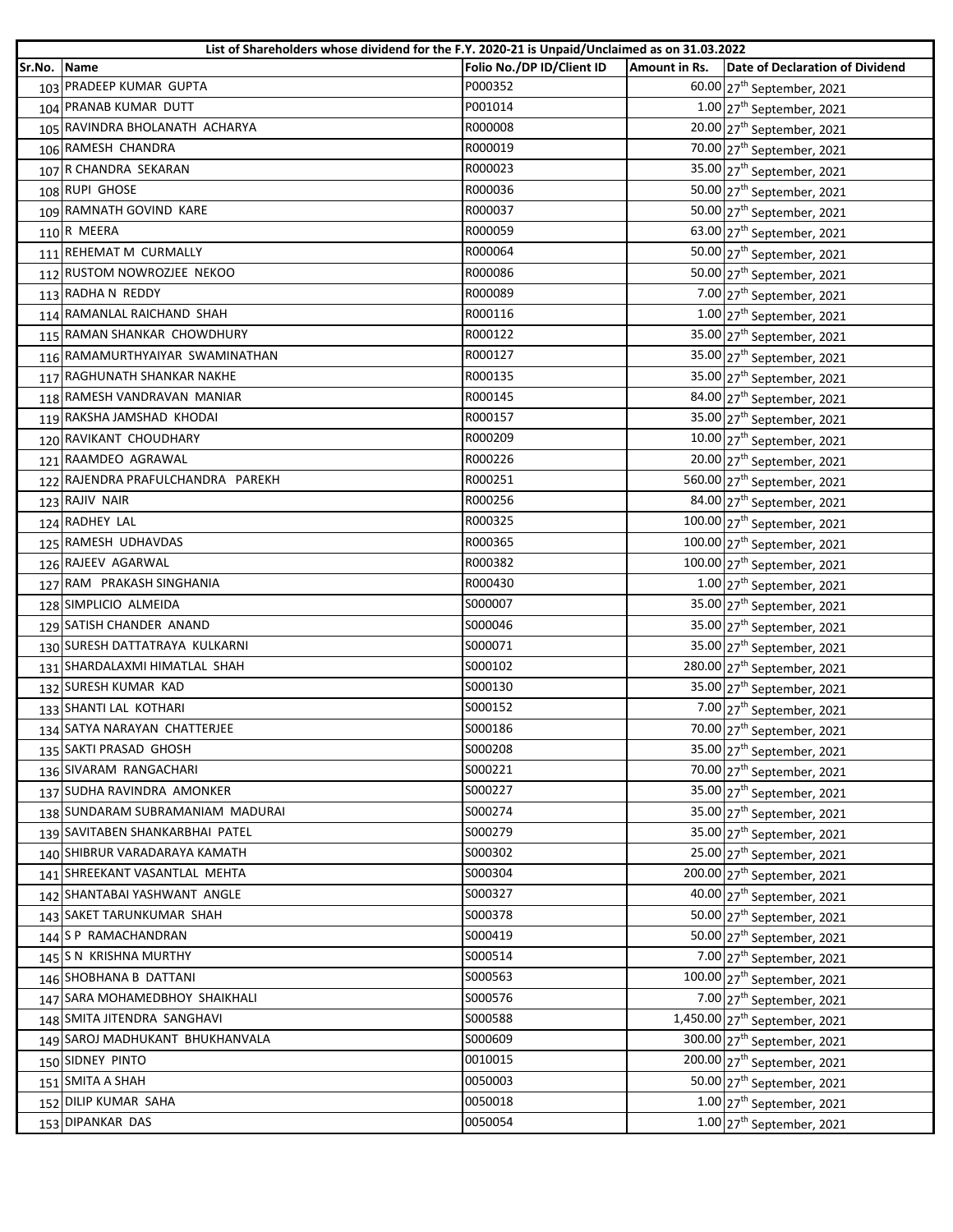| List of Shareholders whose dividend for the F.Y. 2020-21 is Unpaid/Unclaimed as on 31.03.2022 | | | | |
|---|---|---|---|---|
| Sr.No. | Name | Folio No./DP ID/Client ID | Amount in Rs. | Date of Declaration of Dividend |
| 103 | PRADEEP KUMAR GUPTA | P000352 | 60.00 | 27th September, 2021 |
| 104 | PRANAB KUMAR DUTT | P001014 | 1.00 | 27th September, 2021 |
| 105 | RAVINDRA BHOLANATH ACHARYA | R000008 | 20.00 | 27th September, 2021 |
| 106 | RAMESH CHANDRA | R000019 | 70.00 | 27th September, 2021 |
| 107 | R CHANDRA SEKARAN | R000023 | 35.00 | 27th September, 2021 |
| 108 | RUPI GHOSE | R000036 | 50.00 | 27th September, 2021 |
| 109 | RAMNATH GOVIND KARE | R000037 | 50.00 | 27th September, 2021 |
| 110 | R MEERA | R000059 | 63.00 | 27th September, 2021 |
| 111 | REHEMAT M CURMALLY | R000064 | 50.00 | 27th September, 2021 |
| 112 | RUSTOM NOWROZJEE NEKOO | R000086 | 50.00 | 27th September, 2021 |
| 113 | RADHA N REDDY | R000089 | 7.00 | 27th September, 2021 |
| 114 | RAMANLAL RAICHAND SHAH | R000116 | 1.00 | 27th September, 2021 |
| 115 | RAMAN SHANKAR CHOWDHURY | R000122 | 35.00 | 27th September, 2021 |
| 116 | RAMAMURTHYAIYAR SWAMINATHAN | R000127 | 35.00 | 27th September, 2021 |
| 117 | RAGHUNATH SHANKAR NAKHE | R000135 | 35.00 | 27th September, 2021 |
| 118 | RAMESH VANDRAVAN MANIAR | R000145 | 84.00 | 27th September, 2021 |
| 119 | RAKSHA JAMSHAD KHODAI | R000157 | 35.00 | 27th September, 2021 |
| 120 | RAVIKANT CHOUDHARY | R000209 | 10.00 | 27th September, 2021 |
| 121 | RAAMDEO AGRAWAL | R000226 | 20.00 | 27th September, 2021 |
| 122 | RAJENDRA PRAFULCHANDRA PAREKH | R000251 | 560.00 | 27th September, 2021 |
| 123 | RAJIV NAIR | R000256 | 84.00 | 27th September, 2021 |
| 124 | RADHEY LAL | R000325 | 100.00 | 27th September, 2021 |
| 125 | RAMESH UDHAVDAS | R000365 | 100.00 | 27th September, 2021 |
| 126 | RAJEEV AGARWAL | R000382 | 100.00 | 27th September, 2021 |
| 127 | RAM PRAKASH SINGHANIA | R000430 | 1.00 | 27th September, 2021 |
| 128 | SIMPLICIO ALMEIDA | S000007 | 35.00 | 27th September, 2021 |
| 129 | SATISH CHANDER ANAND | S000046 | 35.00 | 27th September, 2021 |
| 130 | SURESH DATTATRAYA KULKARNI | S000071 | 35.00 | 27th September, 2021 |
| 131 | SHARDALAXMI HIMATLAL SHAH | S000102 | 280.00 | 27th September, 2021 |
| 132 | SURESH KUMAR KAD | S000130 | 35.00 | 27th September, 2021 |
| 133 | SHANTI LAL KOTHARI | S000152 | 7.00 | 27th September, 2021 |
| 134 | SATYA NARAYAN CHATTERJEE | S000186 | 70.00 | 27th September, 2021 |
| 135 | SAKTI PRASAD GHOSH | S000208 | 35.00 | 27th September, 2021 |
| 136 | SIVARAM RANGACHARI | S000221 | 70.00 | 27th September, 2021 |
| 137 | SUDHA RAVINDRA AMONKER | S000227 | 35.00 | 27th September, 2021 |
| 138 | SUNDARAM SUBRAMANIAM MADURAI | S000274 | 35.00 | 27th September, 2021 |
| 139 | SAVITABEN SHANKARBHAI PATEL | S000279 | 35.00 | 27th September, 2021 |
| 140 | SHIBRUR VARADARAYA KAMATH | S000302 | 25.00 | 27th September, 2021 |
| 141 | SHREEKANT VASANTLAL MEHTA | S000304 | 200.00 | 27th September, 2021 |
| 142 | SHANTABAI YASHWANT ANGLE | S000327 | 40.00 | 27th September, 2021 |
| 143 | SAKET TARUNKUMAR SHAH | S000378 | 50.00 | 27th September, 2021 |
| 144 | S P RAMACHANDRAN | S000419 | 50.00 | 27th September, 2021 |
| 145 | S N KRISHNA MURTHY | S000514 | 7.00 | 27th September, 2021 |
| 146 | SHOBHANA B DATTANI | S000563 | 100.00 | 27th September, 2021 |
| 147 | SARA MOHAMEDBHOY SHAIKHALI | S000576 | 7.00 | 27th September, 2021 |
| 148 | SMITA JITENDRA SANGHAVI | S000588 | 1,450.00 | 27th September, 2021 |
| 149 | SAROJ MADHUKANT BHUKHANVALA | S000609 | 300.00 | 27th September, 2021 |
| 150 | SIDNEY PINTO | 0010015 | 200.00 | 27th September, 2021 |
| 151 | SMITA A SHAH | 0050003 | 50.00 | 27th September, 2021 |
| 152 | DILIP KUMAR SAHA | 0050018 | 1.00 | 27th September, 2021 |
| 153 | DIPANKAR DAS | 0050054 | 1.00 | 27th September, 2021 |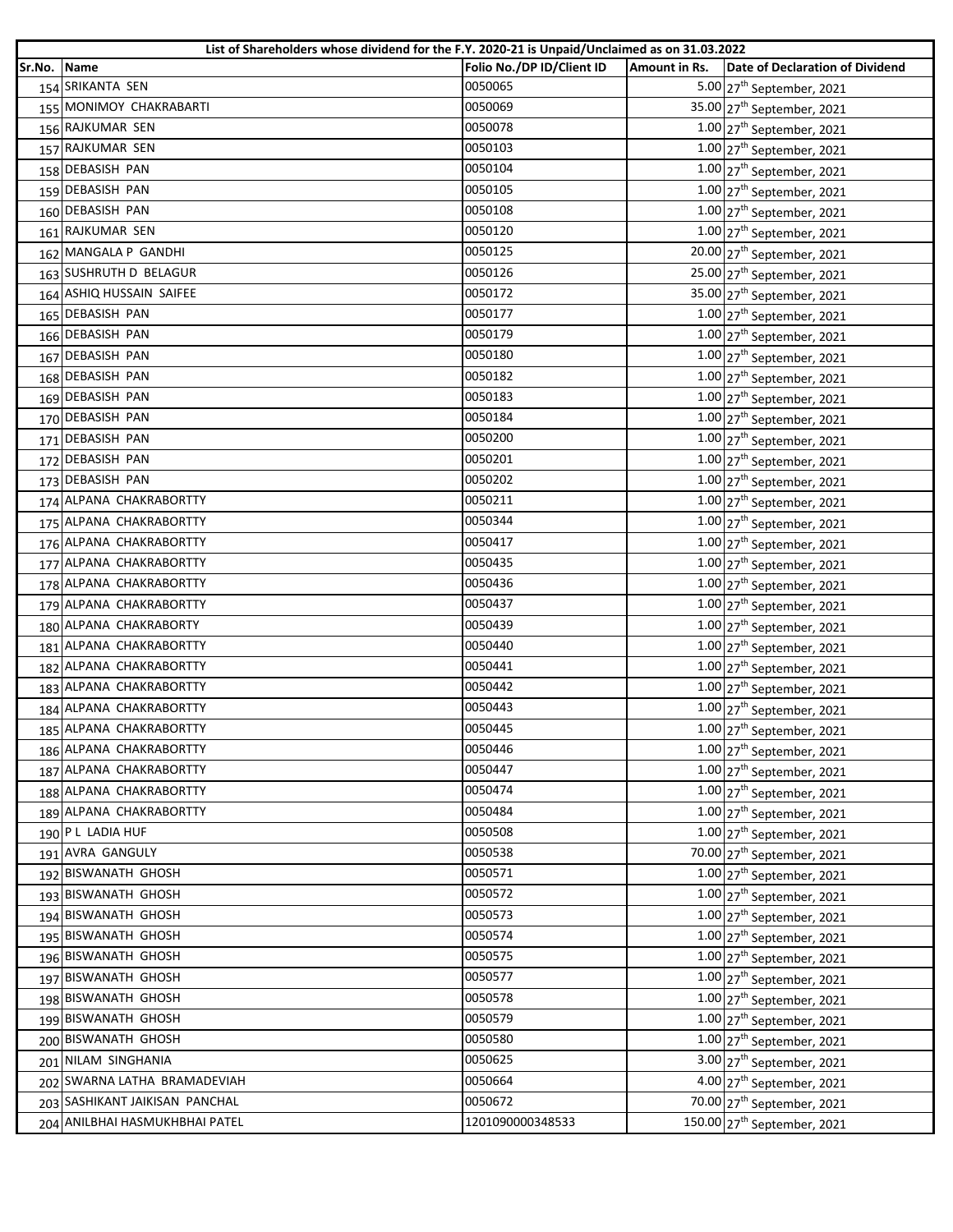| List of Shareholders whose dividend for the F.Y. 2020-21 is Unpaid/Unclaimed as on 31.03.2022 | | | | |
|---|---|---|---|---|
| Sr.No. | Name | Folio No./DP ID/Client ID | Amount in Rs. | Date of Declaration of Dividend |
| 154 | SRIKANTA SEN | 0050065 | 5.00 | 27th September, 2021 |
| 155 | MONIMOY CHAKRABARTI | 0050069 | 35.00 | 27th September, 2021 |
| 156 | RAJKUMAR SEN | 0050078 | 1.00 | 27th September, 2021 |
| 157 | RAJKUMAR SEN | 0050103 | 1.00 | 27th September, 2021 |
| 158 | DEBASISH PAN | 0050104 | 1.00 | 27th September, 2021 |
| 159 | DEBASISH PAN | 0050105 | 1.00 | 27th September, 2021 |
| 160 | DEBASISH PAN | 0050108 | 1.00 | 27th September, 2021 |
| 161 | RAJKUMAR SEN | 0050120 | 1.00 | 27th September, 2021 |
| 162 | MANGALA P GANDHI | 0050125 | 20.00 | 27th September, 2021 |
| 163 | SUSHRUTH D BELAGUR | 0050126 | 25.00 | 27th September, 2021 |
| 164 | ASHIQ HUSSAIN SAIFEE | 0050172 | 35.00 | 27th September, 2021 |
| 165 | DEBASISH PAN | 0050177 | 1.00 | 27th September, 2021 |
| 166 | DEBASISH PAN | 0050179 | 1.00 | 27th September, 2021 |
| 167 | DEBASISH PAN | 0050180 | 1.00 | 27th September, 2021 |
| 168 | DEBASISH PAN | 0050182 | 1.00 | 27th September, 2021 |
| 169 | DEBASISH PAN | 0050183 | 1.00 | 27th September, 2021 |
| 170 | DEBASISH PAN | 0050184 | 1.00 | 27th September, 2021 |
| 171 | DEBASISH PAN | 0050200 | 1.00 | 27th September, 2021 |
| 172 | DEBASISH PAN | 0050201 | 1.00 | 27th September, 2021 |
| 173 | DEBASISH PAN | 0050202 | 1.00 | 27th September, 2021 |
| 174 | ALPANA CHAKRABORTTY | 0050211 | 1.00 | 27th September, 2021 |
| 175 | ALPANA CHAKRABORTTY | 0050344 | 1.00 | 27th September, 2021 |
| 176 | ALPANA CHAKRABORTTY | 0050417 | 1.00 | 27th September, 2021 |
| 177 | ALPANA CHAKRABORTTY | 0050435 | 1.00 | 27th September, 2021 |
| 178 | ALPANA CHAKRABORTTY | 0050436 | 1.00 | 27th September, 2021 |
| 179 | ALPANA CHAKRABORTTY | 0050437 | 1.00 | 27th September, 2021 |
| 180 | ALPANA CHAKRABORTY | 0050439 | 1.00 | 27th September, 2021 |
| 181 | ALPANA CHAKRABORTTY | 0050440 | 1.00 | 27th September, 2021 |
| 182 | ALPANA CHAKRABORTTY | 0050441 | 1.00 | 27th September, 2021 |
| 183 | ALPANA CHAKRABORTTY | 0050442 | 1.00 | 27th September, 2021 |
| 184 | ALPANA CHAKRABORTTY | 0050443 | 1.00 | 27th September, 2021 |
| 185 | ALPANA CHAKRABORTTY | 0050445 | 1.00 | 27th September, 2021 |
| 186 | ALPANA CHAKRABORTTY | 0050446 | 1.00 | 27th September, 2021 |
| 187 | ALPANA CHAKRABORTTY | 0050447 | 1.00 | 27th September, 2021 |
| 188 | ALPANA CHAKRABORTTY | 0050474 | 1.00 | 27th September, 2021 |
| 189 | ALPANA CHAKRABORTTY | 0050484 | 1.00 | 27th September, 2021 |
| 190 | P L LADIA HUF | 0050508 | 1.00 | 27th September, 2021 |
| 191 | AVRA GANGULY | 0050538 | 70.00 | 27th September, 2021 |
| 192 | BISWANATH GHOSH | 0050571 | 1.00 | 27th September, 2021 |
| 193 | BISWANATH GHOSH | 0050572 | 1.00 | 27th September, 2021 |
| 194 | BISWANATH GHOSH | 0050573 | 1.00 | 27th September, 2021 |
| 195 | BISWANATH GHOSH | 0050574 | 1.00 | 27th September, 2021 |
| 196 | BISWANATH GHOSH | 0050575 | 1.00 | 27th September, 2021 |
| 197 | BISWANATH GHOSH | 0050577 | 1.00 | 27th September, 2021 |
| 198 | BISWANATH GHOSH | 0050578 | 1.00 | 27th September, 2021 |
| 199 | BISWANATH GHOSH | 0050579 | 1.00 | 27th September, 2021 |
| 200 | BISWANATH GHOSH | 0050580 | 1.00 | 27th September, 2021 |
| 201 | NILAM SINGHANIA | 0050625 | 3.00 | 27th September, 2021 |
| 202 | SWARNA LATHA BRAMADEVIAH | 0050664 | 4.00 | 27th September, 2021 |
| 203 | SASHIKANT JAIKISAN PANCHAL | 0050672 | 70.00 | 27th September, 2021 |
| 204 | ANILBHAI HASMUKHBHAI PATEL | 1201090000348533 | 150.00 | 27th September, 2021 |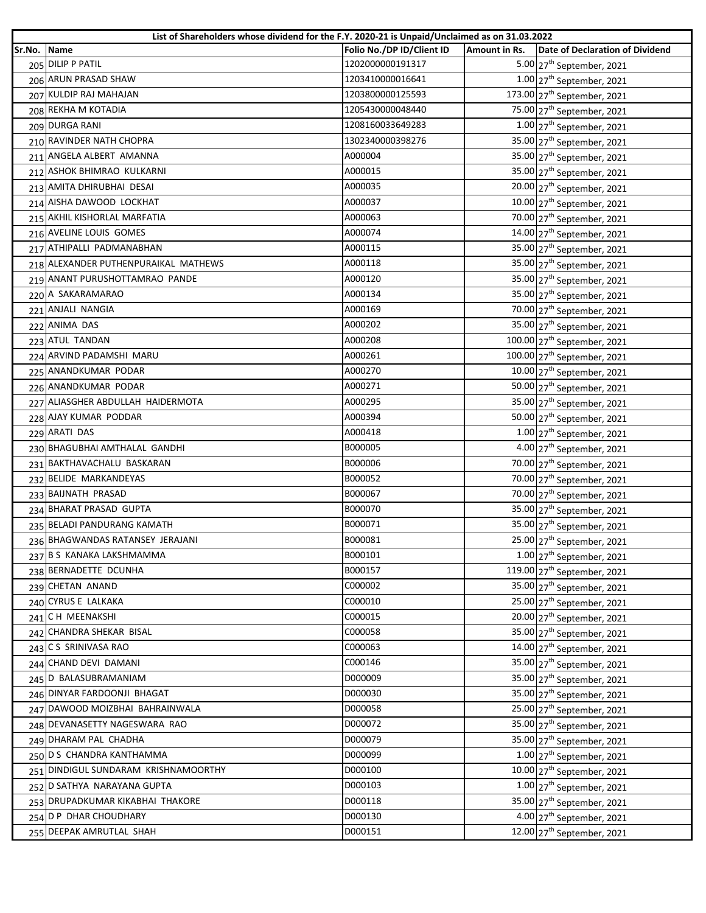| List of Shareholders whose dividend for the F.Y. 2020-21 is Unpaid/Unclaimed as on 31.03.2022 | | | | |
|---|---|---|---|---|
| Sr.No. | Name | Folio No./DP ID/Client ID | Amount in Rs. | Date of Declaration of Dividend |
| 205 | DILIP P PATIL | 1202000000191317 | 5.00 | 27th September, 2021 |
| 206 | ARUN PRASAD SHAW | 1203410000016641 | 1.00 | 27th September, 2021 |
| 207 | KULDIP RAJ MAHAJAN | 1203800000125593 | 173.00 | 27th September, 2021 |
| 208 | REKHA M KOTADIA | 1205430000048440 | 75.00 | 27th September, 2021 |
| 209 | DURGA RANI | 1208160033649283 | 1.00 | 27th September, 2021 |
| 210 | RAVINDER NATH CHOPRA | 1302340000398276 | 35.00 | 27th September, 2021 |
| 211 | ANGELA ALBERT AMANNA | A000004 | 35.00 | 27th September, 2021 |
| 212 | ASHOK BHIMRAO KULKARNI | A000015 | 35.00 | 27th September, 2021 |
| 213 | AMITA DHIRUBHAI DESAI | A000035 | 20.00 | 27th September, 2021 |
| 214 | AISHA DAWOOD LOCKHAT | A000037 | 10.00 | 27th September, 2021 |
| 215 | AKHIL KISHORLAL MARFATIA | A000063 | 70.00 | 27th September, 2021 |
| 216 | AVELINE LOUIS GOMES | A000074 | 14.00 | 27th September, 2021 |
| 217 | ATHIPALLI PADMANABHAN | A000115 | 35.00 | 27th September, 2021 |
| 218 | ALEXANDER PUTHENPURAIKAL MATHEWS | A000118 | 35.00 | 27th September, 2021 |
| 219 | ANANT PURUSHOTTAMRAO PANDE | A000120 | 35.00 | 27th September, 2021 |
| 220 | A SAKARAMARAO | A000134 | 35.00 | 27th September, 2021 |
| 221 | ANJALI NANGIA | A000169 | 70.00 | 27th September, 2021 |
| 222 | ANIMA DAS | A000202 | 35.00 | 27th September, 2021 |
| 223 | ATUL TANDAN | A000208 | 100.00 | 27th September, 2021 |
| 224 | ARVIND PADAMSHI MARU | A000261 | 100.00 | 27th September, 2021 |
| 225 | ANANDKUMAR PODAR | A000270 | 10.00 | 27th September, 2021 |
| 226 | ANANDKUMAR PODAR | A000271 | 50.00 | 27th September, 2021 |
| 227 | ALIASGHER ABDULLAH HAIDERMOTA | A000295 | 35.00 | 27th September, 2021 |
| 228 | AJAY KUMAR PODDAR | A000394 | 50.00 | 27th September, 2021 |
| 229 | ARATI DAS | A000418 | 1.00 | 27th September, 2021 |
| 230 | BHAGUBHAI AMTHALAL GANDHI | B000005 | 4.00 | 27th September, 2021 |
| 231 | BAKTHAVACHALU BASKARAN | B000006 | 70.00 | 27th September, 2021 |
| 232 | BELIDE MARKANDEYAS | B000052 | 70.00 | 27th September, 2021 |
| 233 | BAIJNATH PRASAD | B000067 | 70.00 | 27th September, 2021 |
| 234 | BHARAT PRASAD GUPTA | B000070 | 35.00 | 27th September, 2021 |
| 235 | BELADI PANDURANG KAMATH | B000071 | 35.00 | 27th September, 2021 |
| 236 | BHAGWANDAS RATANSEY JERAJANI | B000081 | 25.00 | 27th September, 2021 |
| 237 | B S KANAKA LAKSHMAMMA | B000101 | 1.00 | 27th September, 2021 |
| 238 | BERNADETTE DCUNHA | B000157 | 119.00 | 27th September, 2021 |
| 239 | CHETAN ANAND | C000002 | 35.00 | 27th September, 2021 |
| 240 | CYRUS E LALKAKA | C000010 | 25.00 | 27th September, 2021 |
| 241 | C H MEENAKSHI | C000015 | 20.00 | 27th September, 2021 |
| 242 | CHANDRA SHEKAR BISAL | C000058 | 35.00 | 27th September, 2021 |
| 243 | C S SRINIVASA RAO | C000063 | 14.00 | 27th September, 2021 |
| 244 | CHAND DEVI DAMANI | C000146 | 35.00 | 27th September, 2021 |
| 245 | D BALASUBRAMANIAM | D000009 | 35.00 | 27th September, 2021 |
| 246 | DINYAR FARDOONJI BHAGAT | D000030 | 35.00 | 27th September, 2021 |
| 247 | DAWOOD MOIZBHAI BAHRAINWALA | D000058 | 25.00 | 27th September, 2021 |
| 248 | DEVANASETTY NAGESWARA RAO | D000072 | 35.00 | 27th September, 2021 |
| 249 | DHARAM PAL CHADHA | D000079 | 35.00 | 27th September, 2021 |
| 250 | D S CHANDRA KANTHAMMA | D000099 | 1.00 | 27th September, 2021 |
| 251 | DINDIGUL SUNDARAM KRISHNAMOORTHY | D000100 | 10.00 | 27th September, 2021 |
| 252 | D SATHYA NARAYANA GUPTA | D000103 | 1.00 | 27th September, 2021 |
| 253 | DRUPADKUMAR KIKABHAI THAKORE | D000118 | 35.00 | 27th September, 2021 |
| 254 | D P DHAR CHOUDHARY | D000130 | 4.00 | 27th September, 2021 |
| 255 | DEEPAK AMRUTLAL SHAH | D000151 | 12.00 | 27th September, 2021 |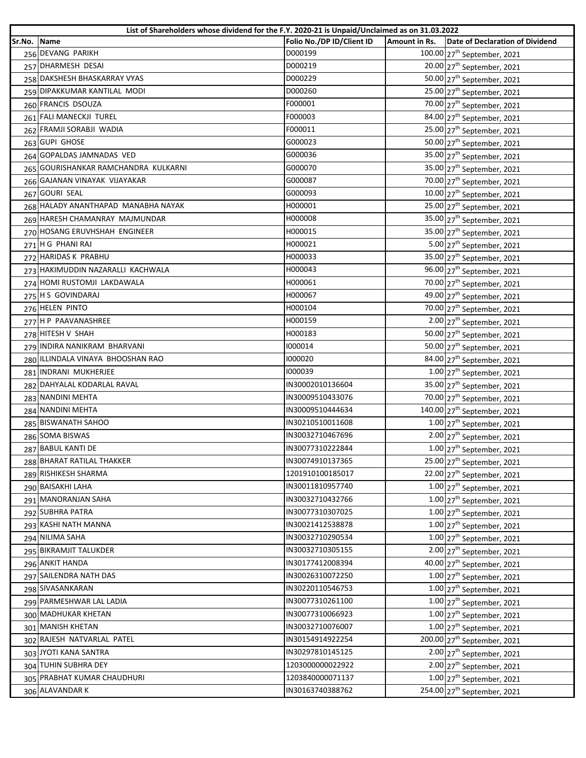| List of Shareholders whose dividend for the F.Y. 2020-21 is Unpaid/Unclaimed as on 31.03.2022 | | | | |
|---|---|---|---|---|
| Sr.No. | Name | Folio No./DP ID/Client ID | Amount in Rs. | Date of Declaration of Dividend |
| 256 | DEVANG PARIKH | D000199 | 100.00 | 27th September, 2021 |
| 257 | DHARMESH DESAI | D000219 | 20.00 | 27th September, 2021 |
| 258 | DAKSHESH BHASKARRAY VYAS | D000229 | 50.00 | 27th September, 2021 |
| 259 | DIPAKKUMAR KANTILAL MODI | D000260 | 25.00 | 27th September, 2021 |
| 260 | FRANCIS DSOUZA | F000001 | 70.00 | 27th September, 2021 |
| 261 | FALI MANECKJI TUREL | F000003 | 84.00 | 27th September, 2021 |
| 262 | FRAMJI SORABJI WADIA | F000011 | 25.00 | 27th September, 2021 |
| 263 | GUPI GHOSE | G000023 | 50.00 | 27th September, 2021 |
| 264 | GOPALDAS JAMNADAS VED | G000036 | 35.00 | 27th September, 2021 |
| 265 | GOURISHANKAR RAMCHANDRA KULKARNI | G000070 | 35.00 | 27th September, 2021 |
| 266 | GAJANAN VINAYAK VIJAYAKAR | G000087 | 70.00 | 27th September, 2021 |
| 267 | GOURI SEAL | G000093 | 10.00 | 27th September, 2021 |
| 268 | HALADY ANANTHAPAD MANABHA NAYAK | H000001 | 25.00 | 27th September, 2021 |
| 269 | HARESH CHAMANRAY MAJMUNDAR | H000008 | 35.00 | 27th September, 2021 |
| 270 | HOSANG ERUVHSHAH ENGINEER | H000015 | 35.00 | 27th September, 2021 |
| 271 | H G PHANI RAJ | H000021 | 5.00 | 27th September, 2021 |
| 272 | HARIDAS K PRABHU | H000033 | 35.00 | 27th September, 2021 |
| 273 | HAKIMUDDIN NAZARALLI KACHWALA | H000043 | 96.00 | 27th September, 2021 |
| 274 | HOMI RUSTOMJI LAKDAWALA | H000061 | 70.00 | 27th September, 2021 |
| 275 | H S GOVINDARAJ | H000067 | 49.00 | 27th September, 2021 |
| 276 | HELEN PINTO | H000104 | 70.00 | 27th September, 2021 |
| 277 | H P PAAVANASHREE | H000159 | 2.00 | 27th September, 2021 |
| 278 | HITESH V SHAH | H000183 | 50.00 | 27th September, 2021 |
| 279 | INDIRA NANIKRAM BHARVANI | I000014 | 50.00 | 27th September, 2021 |
| 280 | ILLINDALA VINAYA BHOOSHAN RAO | I000020 | 84.00 | 27th September, 2021 |
| 281 | INDRANI MUKHERJEE | I000039 | 1.00 | 27th September, 2021 |
| 282 | DAHYALAL KODARLAL RAVAL | IN30002010136604 | 35.00 | 27th September, 2021 |
| 283 | NANDINI MEHTA | IN30009510433076 | 70.00 | 27th September, 2021 |
| 284 | NANDINI MEHTA | IN30009510444634 | 140.00 | 27th September, 2021 |
| 285 | BISWANATH SAHOO | IN30210510011608 | 1.00 | 27th September, 2021 |
| 286 | SOMA BISWAS | IN30032710467696 | 2.00 | 27th September, 2021 |
| 287 | BABUL KANTI DE | IN30077310222844 | 1.00 | 27th September, 2021 |
| 288 | BHARAT RATILAL THAKKER | IN30074910137365 | 25.00 | 27th September, 2021 |
| 289 | RISHIKESH SHARMA | 1201910100185017 | 22.00 | 27th September, 2021 |
| 290 | BAISAKHI LAHA | IN30011810957740 | 1.00 | 27th September, 2021 |
| 291 | MANORANJAN SAHA | IN30032710432766 | 1.00 | 27th September, 2021 |
| 292 | SUBHRA PATRA | IN30077310307025 | 1.00 | 27th September, 2021 |
| 293 | KASHI NATH MANNA | IN30021412538878 | 1.00 | 27th September, 2021 |
| 294 | NILIMA SAHA | IN30032710290534 | 1.00 | 27th September, 2021 |
| 295 | BIKRAMJIT TALUKDER | IN30032710305155 | 2.00 | 27th September, 2021 |
| 296 | ANKIT HANDA | IN30177412008394 | 40.00 | 27th September, 2021 |
| 297 | SAILENDRA NATH DAS | IN30026310072250 | 1.00 | 27th September, 2021 |
| 298 | SIVASANKARAN | IN30220110546753 | 1.00 | 27th September, 2021 |
| 299 | PARMESHWAR LAL LADIA | IN30077310261100 | 1.00 | 27th September, 2021 |
| 300 | MADHUKAR KHETAN | IN30077310066923 | 1.00 | 27th September, 2021 |
| 301 | MANISH KHETAN | IN30032710076007 | 1.00 | 27th September, 2021 |
| 302 | RAJESH NATVARLAL PATEL | IN30154914922254 | 200.00 | 27th September, 2021 |
| 303 | JYOTI KANA SANTRA | IN30297810145125 | 2.00 | 27th September, 2021 |
| 304 | TUHIN SUBHRA DEY | 1203000000022922 | 2.00 | 27th September, 2021 |
| 305 | PRABHAT KUMAR CHAUDHURI | 1203840000071137 | 1.00 | 27th September, 2021 |
| 306 | ALAVANDAR K | IN30163740388762 | 254.00 | 27th September, 2021 |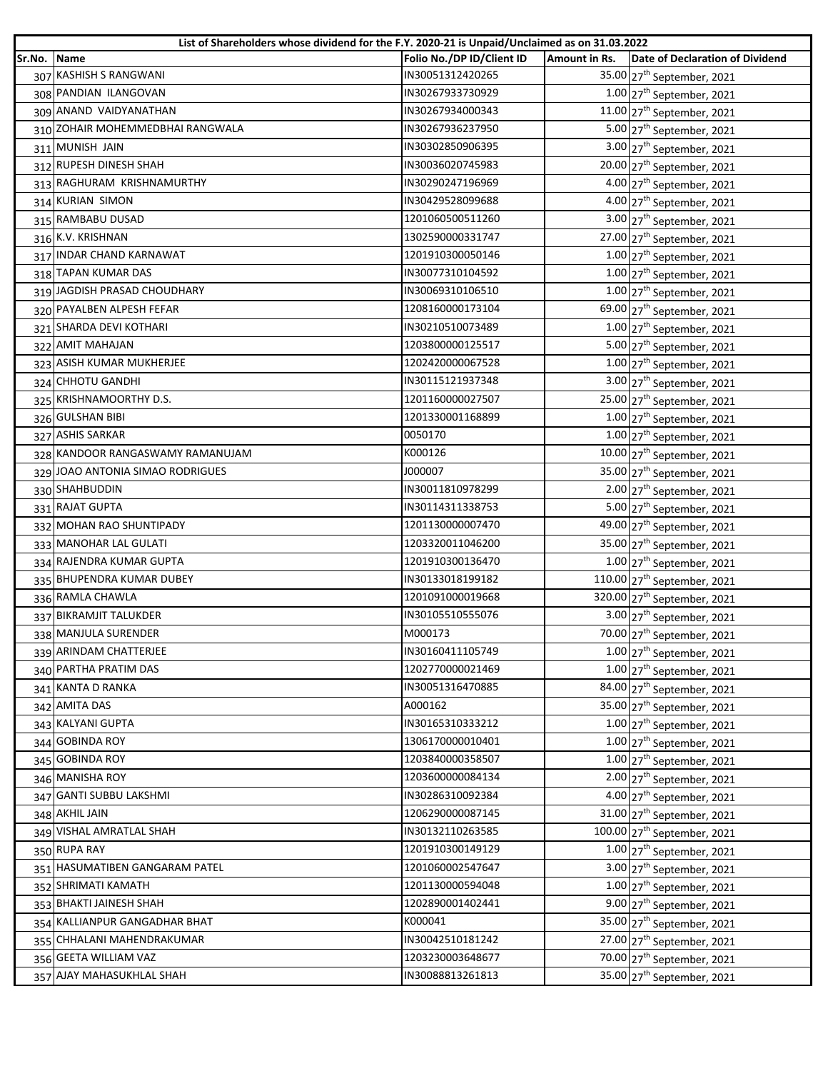| List of Shareholders whose dividend for the F.Y. 2020-21 is Unpaid/Unclaimed as on 31.03.2022 | | | | |
|---|---|---|---|---|
| Sr.No. | Name | Folio No./DP ID/Client ID | Amount in Rs. | Date of Declaration of Dividend |
| 307 | KASHISH S RANGWANI | IN30051312420265 | 35.00 | 27th September, 2021 |
| 308 | PANDIAN ILANGOVAN | IN30267933730929 | 1.00 | 27th September, 2021 |
| 309 | ANAND VAIDYANATHAN | IN30267934000343 | 11.00 | 27th September, 2021 |
| 310 | ZOHAIR MOHEMMEDBHAI RANGWALA | IN30267936237950 | 5.00 | 27th September, 2021 |
| 311 | MUNISH JAIN | IN30302850906395 | 3.00 | 27th September, 2021 |
| 312 | RUPESH DINESH SHAH | IN30036020745983 | 20.00 | 27th September, 2021 |
| 313 | RAGHURAM KRISHNAMURTHY | IN30290247196969 | 4.00 | 27th September, 2021 |
| 314 | KURIAN SIMON | IN30429528099688 | 4.00 | 27th September, 2021 |
| 315 | RAMBABU DUSAD | 1201060500511260 | 3.00 | 27th September, 2021 |
| 316 | K.V. KRISHNAN | 1302590000331747 | 27.00 | 27th September, 2021 |
| 317 | INDAR CHAND KARNAWAT | 1201910300050146 | 1.00 | 27th September, 2021 |
| 318 | TAPAN KUMAR DAS | IN30077310104592 | 1.00 | 27th September, 2021 |
| 319 | JAGDISH PRASAD CHOUDHARY | IN30069310106510 | 1.00 | 27th September, 2021 |
| 320 | PAYALBEN ALPESH FEFAR | 1208160000173104 | 69.00 | 27th September, 2021 |
| 321 | SHARDA DEVI KOTHARI | IN30210510073489 | 1.00 | 27th September, 2021 |
| 322 | AMIT MAHAJAN | 1203800000125517 | 5.00 | 27th September, 2021 |
| 323 | ASISH KUMAR MUKHERJEE | 1202420000067528 | 1.00 | 27th September, 2021 |
| 324 | CHHOTU GANDHI | IN30115121937348 | 3.00 | 27th September, 2021 |
| 325 | KRISHNAMOORTHY D.S. | 1201160000027507 | 25.00 | 27th September, 2021 |
| 326 | GULSHAN BIBI | 1201330001168899 | 1.00 | 27th September, 2021 |
| 327 | ASHIS SARKAR | 0050170 | 1.00 | 27th September, 2021 |
| 328 | KANDOOR RANGASWAMY RAMANUJAM | K000126 | 10.00 | 27th September, 2021 |
| 329 | JOAO ANTONIA SIMAO RODRIGUES | J000007 | 35.00 | 27th September, 2021 |
| 330 | SHAHBUDDIN | IN30011810978299 | 2.00 | 27th September, 2021 |
| 331 | RAJAT GUPTA | IN30114311338753 | 5.00 | 27th September, 2021 |
| 332 | MOHAN RAO SHUNTIPADY | 1201130000007470 | 49.00 | 27th September, 2021 |
| 333 | MANOHAR LAL GULATI | 1203320011046200 | 35.00 | 27th September, 2021 |
| 334 | RAJENDRA KUMAR GUPTA | 1201910300136470 | 1.00 | 27th September, 2021 |
| 335 | BHUPENDRA KUMAR DUBEY | IN30133018199182 | 110.00 | 27th September, 2021 |
| 336 | RAMLA CHAWLA | 1201091000019668 | 320.00 | 27th September, 2021 |
| 337 | BIKRAMJIT TALUKDER | IN30105510555076 | 3.00 | 27th September, 2021 |
| 338 | MANJULA SURENDER | M000173 | 70.00 | 27th September, 2021 |
| 339 | ARINDAM CHATTERJEE | IN30160411105749 | 1.00 | 27th September, 2021 |
| 340 | PARTHA PRATIM DAS | 1202770000021469 | 1.00 | 27th September, 2021 |
| 341 | KANTA D RANKA | IN30051316470885 | 84.00 | 27th September, 2021 |
| 342 | AMITA DAS | A000162 | 35.00 | 27th September, 2021 |
| 343 | KALYANI GUPTA | IN30165310333212 | 1.00 | 27th September, 2021 |
| 344 | GOBINDA ROY | 1306170000010401 | 1.00 | 27th September, 2021 |
| 345 | GOBINDA ROY | 1203840000358507 | 1.00 | 27th September, 2021 |
| 346 | MANISHA ROY | 1203600000084134 | 2.00 | 27th September, 2021 |
| 347 | GANTI SUBBU LAKSHMI | IN30286310092384 | 4.00 | 27th September, 2021 |
| 348 | AKHIL JAIN | 1206290000087145 | 31.00 | 27th September, 2021 |
| 349 | VISHAL AMRATLAL SHAH | IN30132110263585 | 100.00 | 27th September, 2021 |
| 350 | RUPA RAY | 1201910300149129 | 1.00 | 27th September, 2021 |
| 351 | HASUMATIBEN GANGARAM PATEL | 1201060002547647 | 3.00 | 27th September, 2021 |
| 352 | SHRIMATI KAMATH | 1201130000594048 | 1.00 | 27th September, 2021 |
| 353 | BHAKTI JAINESH SHAH | 1202890001402441 | 9.00 | 27th September, 2021 |
| 354 | KALLIANPUR GANGADHAR BHAT | K000041 | 35.00 | 27th September, 2021 |
| 355 | CHHALANI MAHENDRAKUMAR | IN30042510181242 | 27.00 | 27th September, 2021 |
| 356 | GEETA WILLIAM VAZ | 1203230003648677 | 70.00 | 27th September, 2021 |
| 357 | AJAY MAHASUKHLAL SHAH | IN30088813261813 | 35.00 | 27th September, 2021 |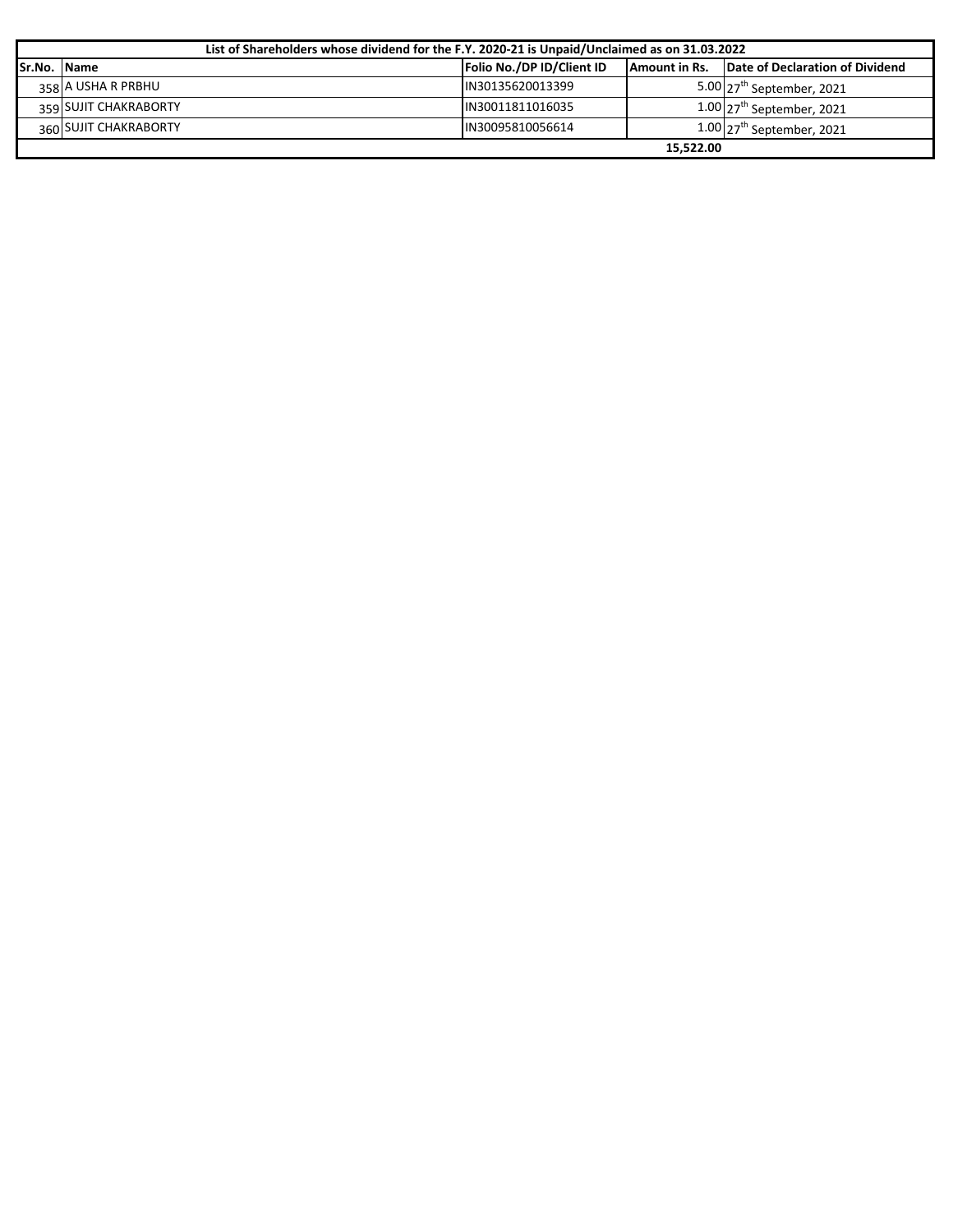| List of Shareholders whose dividend for the F.Y. 2020-21 is Unpaid/Unclaimed as on 31.03.2022 | | | | |
|---|---|---|---|---|
| **Sr.No.** | **Name** | **Folio No./DP ID/Client ID** | **Amount in Rs.** | **Date of Declaration of Dividend** |
| 358 | A USHA R PRBHU | IN30135620013399 | 5.00 | 27th September, 2021 |
| 359 | SUJIT CHAKRABORTY | IN30011811016035 | 1.00 | 27th September, 2021 |
| 360 | SUJIT CHAKRABORTY | IN30095810056614 | 1.00 | 27th September, 2021 |
| | | | **15,522.00** | |